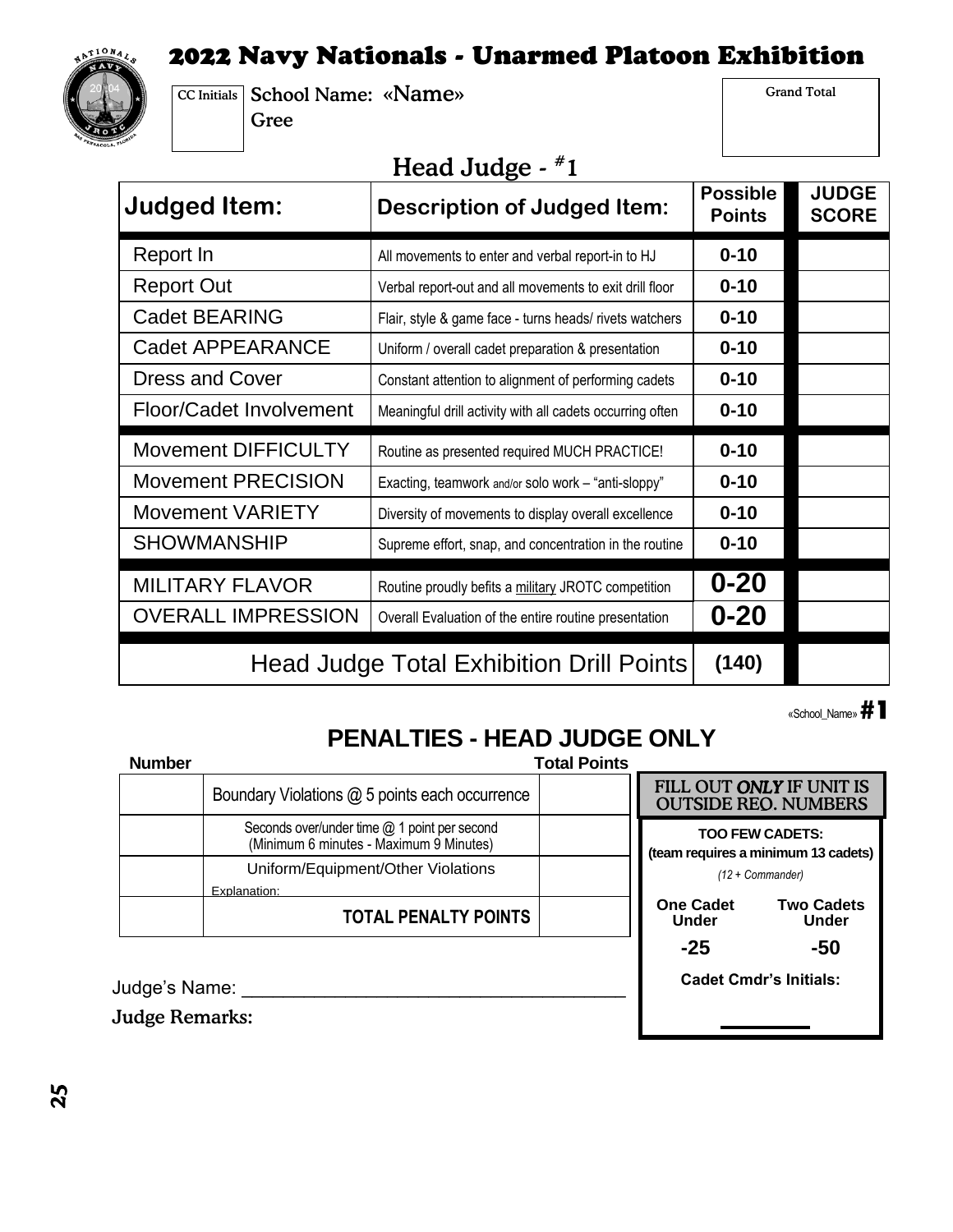# 2022 Navy Nationals - Unarmed Platoon Exhibition

CC Initials

School Name: «Name»
Gree

Grand Total

## Head Judge - #1

| Judged Item: | Description of Judged Item: | Possible Points | JUDGE SCORE |
|---|---|---|---|
| Report In | All movements to enter and verbal report-in to HJ | 0-10 | |
| Report Out | Verbal report-out and all movements to exit drill floor | 0-10 | |
| Cadet BEARING | Flair, style & game face - turns heads/ rivets watchers | 0-10 | |
| Cadet APPEARANCE | Uniform / overall cadet preparation & presentation | 0-10 | |
| Dress and Cover | Constant attention to alignment of performing cadets | 0-10 | |
| Floor/Cadet Involvement | Meaningful drill activity with all cadets occurring often | 0-10 | |
| Movement DIFFICULTY | Routine as presented required MUCH PRACTICE! | 0-10 | |
| Movement PRECISION | Exacting, teamwork and/or solo work – "anti-sloppy" | 0-10 | |
| Movement VARIETY | Diversity of movements to display overall excellence | 0-10 | |
| SHOWMANSHIP | Supreme effort, snap, and concentration in the routine | 0-10 | |
| MILITARY FLAVOR | Routine proudly befits a military JROTC competition | 0-20 | |
| OVERALL IMPRESSION | Overall Evaluation of the entire routine presentation | 0-20 | |
| Head Judge Total Exhibition Drill Points | | (140) | |

«School_Name» #1

## PENALTIES - HEAD JUDGE ONLY

| Number | | Total Points |
|---|---|---|
| | Boundary Violations @ 5 points each occurrence | |
| | Seconds over/under time @ 1 point per second (Minimum 6 minutes - Maximum 9 Minutes) | |
| | Uniform/Equipment/Other Violations<br>Explanation: | |
| | **TOTAL PENALTY POINTS** | |

**FILL OUT *ONLY* IF UNIT IS OUTSIDE REQ. NUMBERS**

**TOO FEW CADETS:**
**(team requires a minimum 13 cadets)**
*(12 + Commander)*

| One Cadet Under | Two Cadets Under |
|---|---|
| -25 | -50 |

**Cadet Cmdr's Initials:**

Judge's Name: ___________________________________

**Judge Remarks:**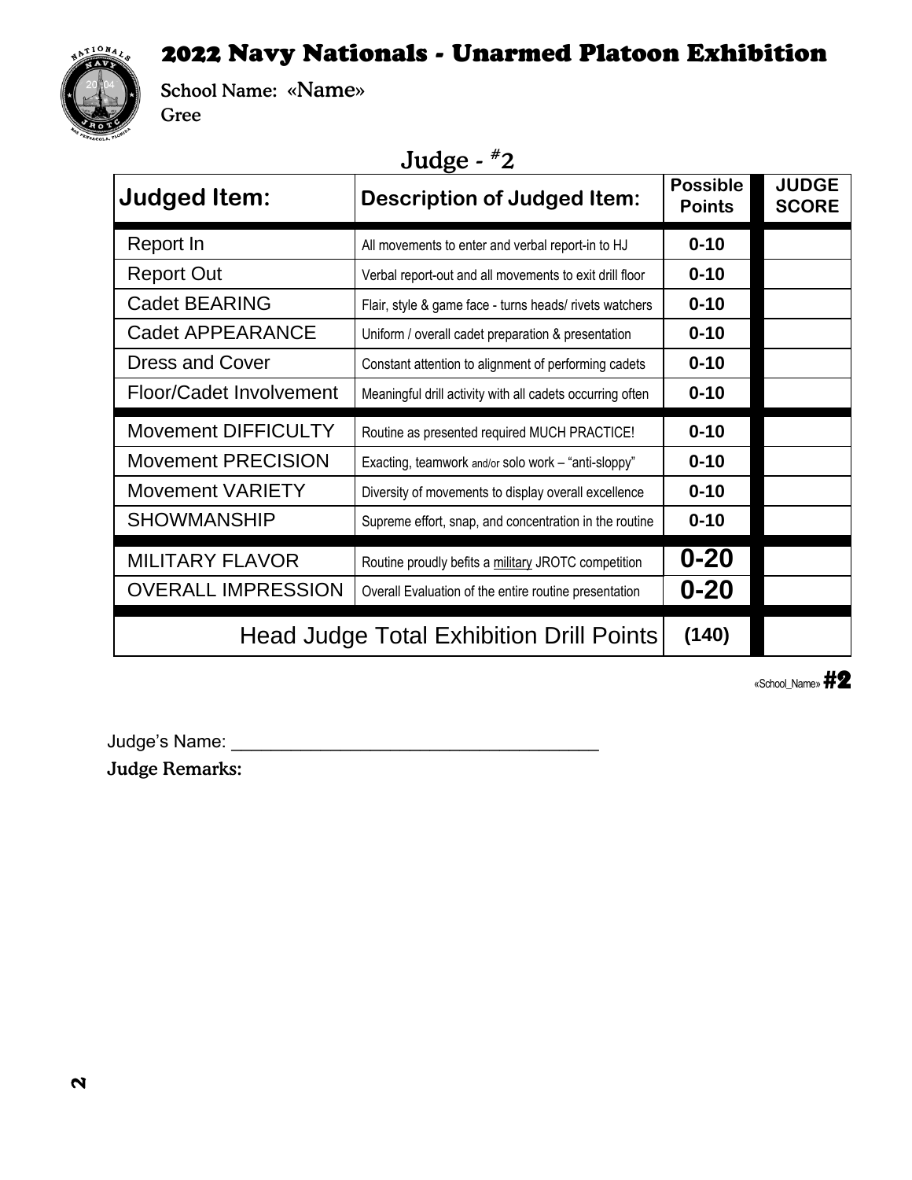# 2022 Navy Nationals - Unarmed Platoon Exhibition

**School Name: «Name»**
**Gree**

## Judge - #2

| Judged Item: | Description of Judged Item: | Possible Points | JUDGE SCORE |
|---|---|---|---|
| Report In | All movements to enter and verbal report-in to HJ | 0-10 | |
| Report Out | Verbal report-out and all movements to exit drill floor | 0-10 | |
| Cadet BEARING | Flair, style & game face - turns heads/ rivets watchers | 0-10 | |
| Cadet APPEARANCE | Uniform / overall cadet preparation & presentation | 0-10 | |
| Dress and Cover | Constant attention to alignment of performing cadets | 0-10 | |
| Floor/Cadet Involvement | Meaningful drill activity with all cadets occurring often | 0-10 | |
| Movement DIFFICULTY | Routine as presented required MUCH PRACTICE! | 0-10 | |
| Movement PRECISION | Exacting, teamwork and/or solo work – "anti-sloppy" | 0-10 | |
| Movement VARIETY | Diversity of movements to display overall excellence | 0-10 | |
| SHOWMANSHIP | Supreme effort, snap, and concentration in the routine | 0-10 | |
| MILITARY FLAVOR | Routine proudly befits a military JROTC competition | 0-20 | |
| OVERALL IMPRESSION | Overall Evaluation of the entire routine presentation | 0-20 | |
| Head Judge Total Exhibition Drill Points | | (140) | |

«School_Name» **#2**

Judge's Name: ______________________________________

**Judge Remarks:**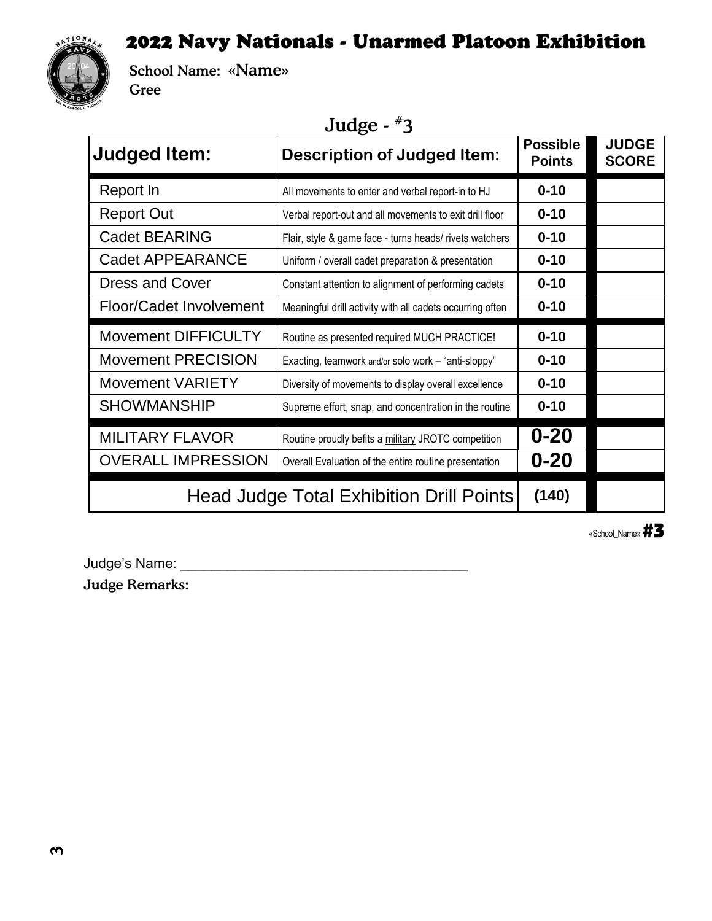# 2022 Navy Nationals - Unarmed Platoon Exhibition

**School Name: «Name»**
**Gree**

## Judge - #3

| Judged Item: | Description of Judged Item: | Possible Points | JUDGE SCORE |
|---|---|---|---|
| Report In | All movements to enter and verbal report-in to HJ | 0-10 | |
| Report Out | Verbal report-out and all movements to exit drill floor | 0-10 | |
| Cadet BEARING | Flair, style & game face - turns heads/ rivets watchers | 0-10 | |
| Cadet APPEARANCE | Uniform / overall cadet preparation & presentation | 0-10 | |
| Dress and Cover | Constant attention to alignment of performing cadets | 0-10 | |
| Floor/Cadet Involvement | Meaningful drill activity with all cadets occurring often | 0-10 | |
| Movement DIFFICULTY | Routine as presented required MUCH PRACTICE! | 0-10 | |
| Movement PRECISION | Exacting, teamwork and/or solo work – "anti-sloppy" | 0-10 | |
| Movement VARIETY | Diversity of movements to display overall excellence | 0-10 | |
| SHOWMANSHIP | Supreme effort, snap, and concentration in the routine | 0-10 | |
| MILITARY FLAVOR | Routine proudly befits a military JROTC competition | 0-20 | |
| OVERALL IMPRESSION | Overall Evaluation of the entire routine presentation | 0-20 | |
| Head Judge Total Exhibition Drill Points | | (140) | |

«School_Name» **#3**

Judge's Name: ______________________________________

**Judge Remarks:**